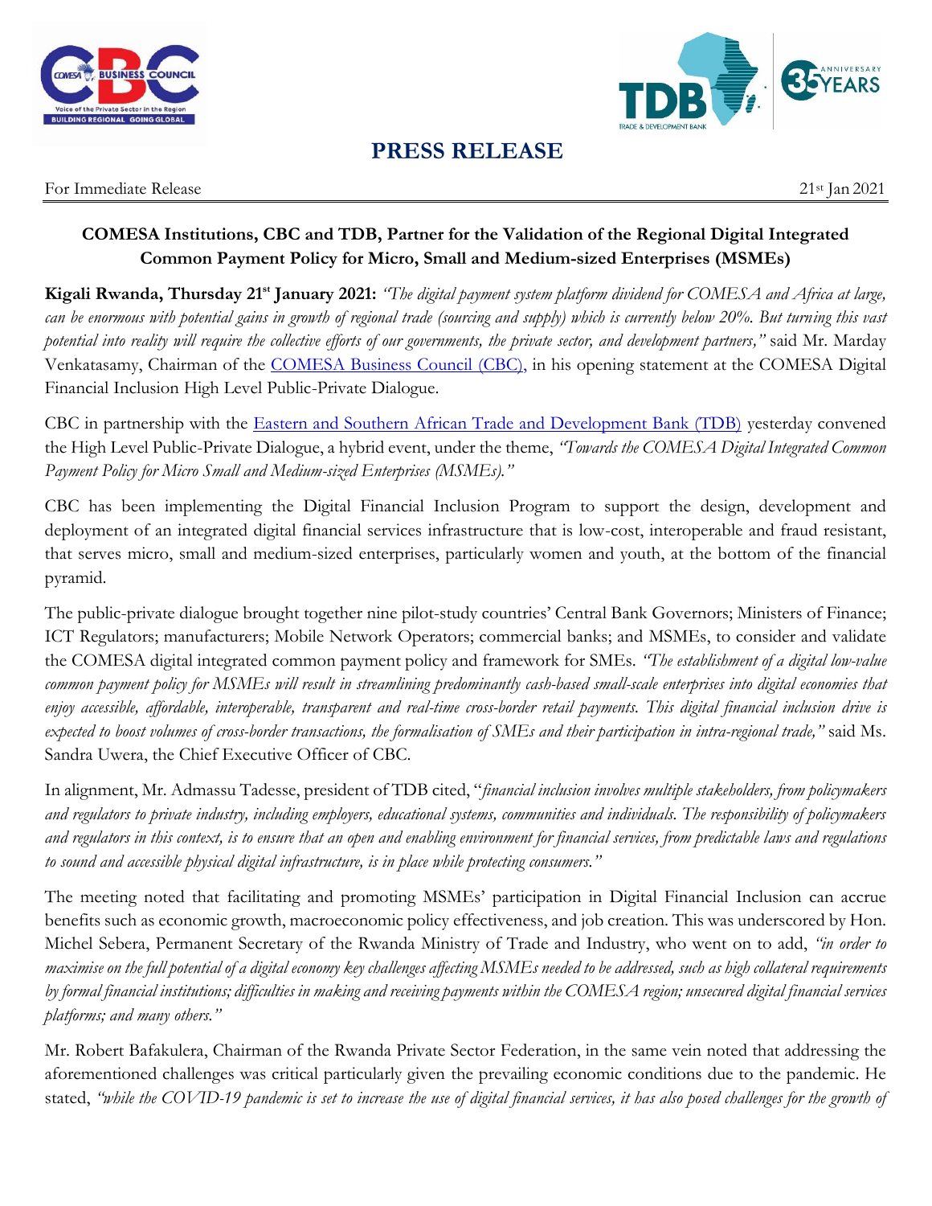# PRESS RELEASE

For Immediate Release 21st Jan 2021

**COMESA Institutions, CBC and TDB, Partner for the Validation of the Regional Digital Integrated Common Payment Policy for Micro, Small and Medium-sized Enterprises (MSMEs)**

**Kigali Rwanda, Thursday 21st January 2021:** *"The digital payment system platform dividend for COMESA and Africa at large, can be enormous with potential gains in growth of regional trade (sourcing and supply) which is currently below 20%. But turning this vast potential into reality will require the collective efforts of our governments, the private sector, and development partners,"* said Mr. Marday Venkatasamy, Chairman of the COMESA Business Council (CBC), in his opening statement at the COMESA Digital Financial Inclusion High Level Public-Private Dialogue.

CBC in partnership with the Eastern and Southern African Trade and Development Bank (TDB) yesterday convened the High Level Public-Private Dialogue, a hybrid event, under the theme, *"Towards the COMESA Digital Integrated Common Payment Policy for Micro Small and Medium-sized Enterprises (MSMEs)."*

CBC has been implementing the Digital Financial Inclusion Program to support the design, development and deployment of an integrated digital financial services infrastructure that is low-cost, interoperable and fraud resistant, that serves micro, small and medium-sized enterprises, particularly women and youth, at the bottom of the financial pyramid.

The public-private dialogue brought together nine pilot-study countries' Central Bank Governors; Ministers of Finance; ICT Regulators; manufacturers; Mobile Network Operators; commercial banks; and MSMEs, to consider and validate the COMESA digital integrated common payment policy and framework for SMEs. *"The establishment of a digital low-value common payment policy for MSMEs will result in streamlining predominantly cash-based small-scale enterprises into digital economies that enjoy accessible, affordable, interoperable, transparent and real-time cross-border retail payments. This digital financial inclusion drive is expected to boost volumes of cross-border transactions, the formalisation of SMEs and their participation in intra-regional trade,"* said Ms. Sandra Uwera, the Chief Executive Officer of CBC.

In alignment, Mr. Admassu Tadesse, president of TDB cited, "*financial inclusion involves multiple stakeholders, from policymakers and regulators to private industry, including employers, educational systems, communities and individuals. The responsibility of policymakers and regulators in this context, is to ensure that an open and enabling environment for financial services, from predictable laws and regulations to sound and accessible physical digital infrastructure, is in place while protecting consumers."*

The meeting noted that facilitating and promoting MSMEs' participation in Digital Financial Inclusion can accrue benefits such as economic growth, macroeconomic policy effectiveness, and job creation. This was underscored by Hon. Michel Sebera, Permanent Secretary of the Rwanda Ministry of Trade and Industry, who went on to add, *"in order to maximise on the full potential of a digital economy key challenges affecting MSMEs needed to be addressed, such as high collateral requirements by formal financial institutions; difficulties in making and receiving payments within the COMESA region; unsecured digital financial services platforms; and many others."*

Mr. Robert Bafakulera, Chairman of the Rwanda Private Sector Federation, in the same vein noted that addressing the aforementioned challenges was critical particularly given the prevailing economic conditions due to the pandemic. He stated, *"while the COVID-19 pandemic is set to increase the use of digital financial services, it has also posed challenges for the growth of*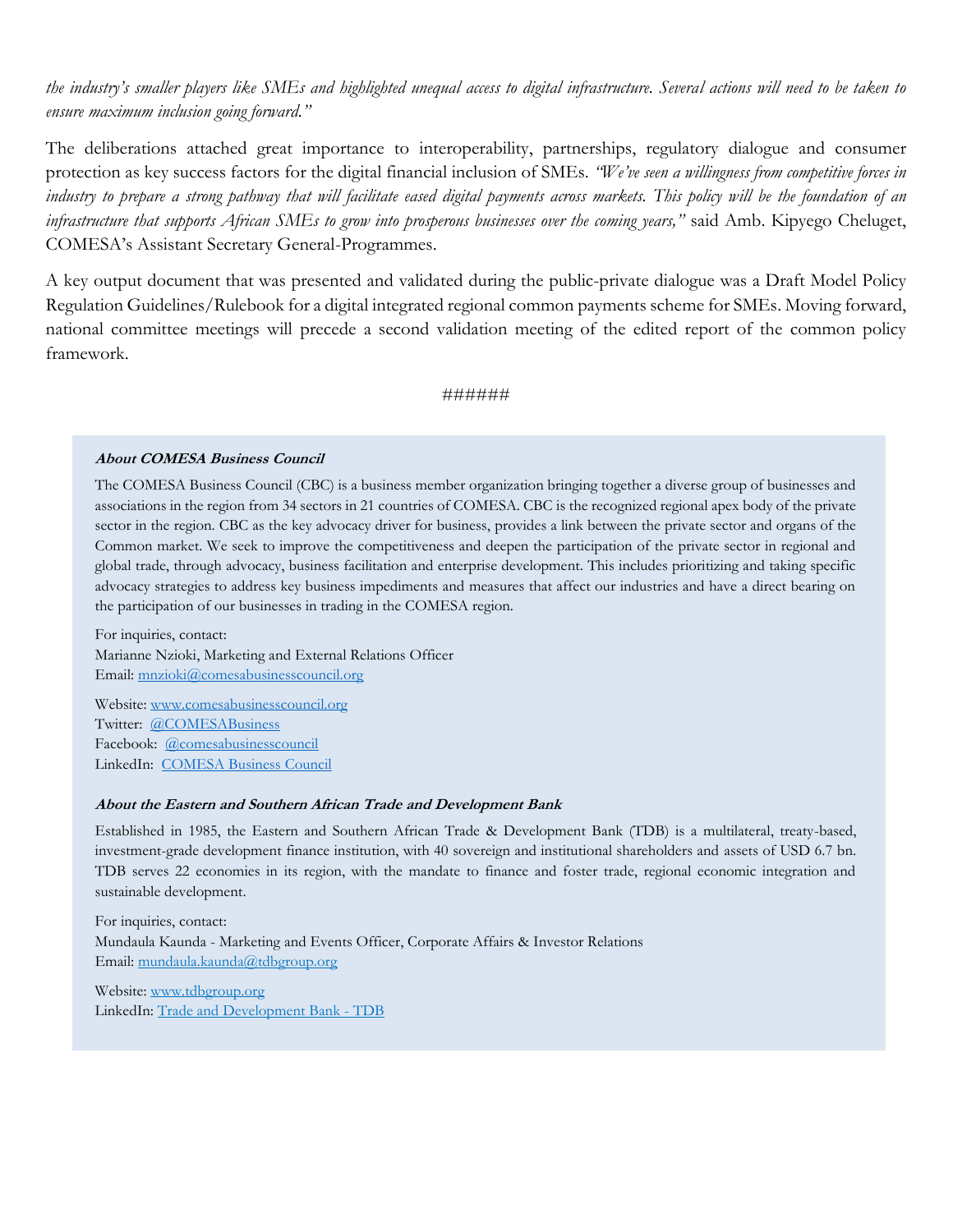*the industry's smaller players like SMEs and highlighted unequal access to digital infrastructure. Several actions will need to be taken to ensure maximum inclusion going forward."*

The deliberations attached great importance to interoperability, partnerships, regulatory dialogue and consumer protection as key success factors for the digital financial inclusion of SMEs. *"We've seen a willingness from competitive forces in industry to prepare a strong pathway that will facilitate eased digital payments across markets. This policy will be the foundation of an infrastructure that supports African SMEs to grow into prosperous businesses over the coming years,"* said Amb. Kipyego Cheluget, COMESA's Assistant Secretary General-Programmes.

A key output document that was presented and validated during the public-private dialogue was a Draft Model Policy Regulation Guidelines/Rulebook for a digital integrated regional common payments scheme for SMEs. Moving forward, national committee meetings will precede a second validation meeting of the edited report of the common policy framework.

######

***About COMESA Business Council***

The COMESA Business Council (CBC) is a business member organization bringing together a diverse group of businesses and associations in the region from 34 sectors in 21 countries of COMESA. CBC is the recognized regional apex body of the private sector in the region. CBC as the key advocacy driver for business, provides a link between the private sector and organs of the Common market. We seek to improve the competitiveness and deepen the participation of the private sector in regional and global trade, through advocacy, business facilitation and enterprise development. This includes prioritizing and taking specific advocacy strategies to address key business impediments and measures that affect our industries and have a direct bearing on the participation of our businesses in trading in the COMESA region.

For inquiries, contact:
Marianne Nzioki, Marketing and External Relations Officer
Email: mnzioki@comesabusinesscouncil.org

Website: www.comesabusinesscouncil.org
Twitter: @COMESABusiness
Facebook: @comesabusinesscouncil
LinkedIn: COMESA Business Council

***About the Eastern and Southern African Trade and Development Bank***

Established in 1985, the Eastern and Southern African Trade & Development Bank (TDB) is a multilateral, treaty-based, investment-grade development finance institution, with 40 sovereign and institutional shareholders and assets of USD 6.7 bn. TDB serves 22 economies in its region, with the mandate to finance and foster trade, regional economic integration and sustainable development.

For inquiries, contact:
Mundaula Kaunda - Marketing and Events Officer, Corporate Affairs & Investor Relations
Email: mundaula.kaunda@tdbgroup.org

Website: www.tdbgroup.org
LinkedIn: Trade and Development Bank - TDB